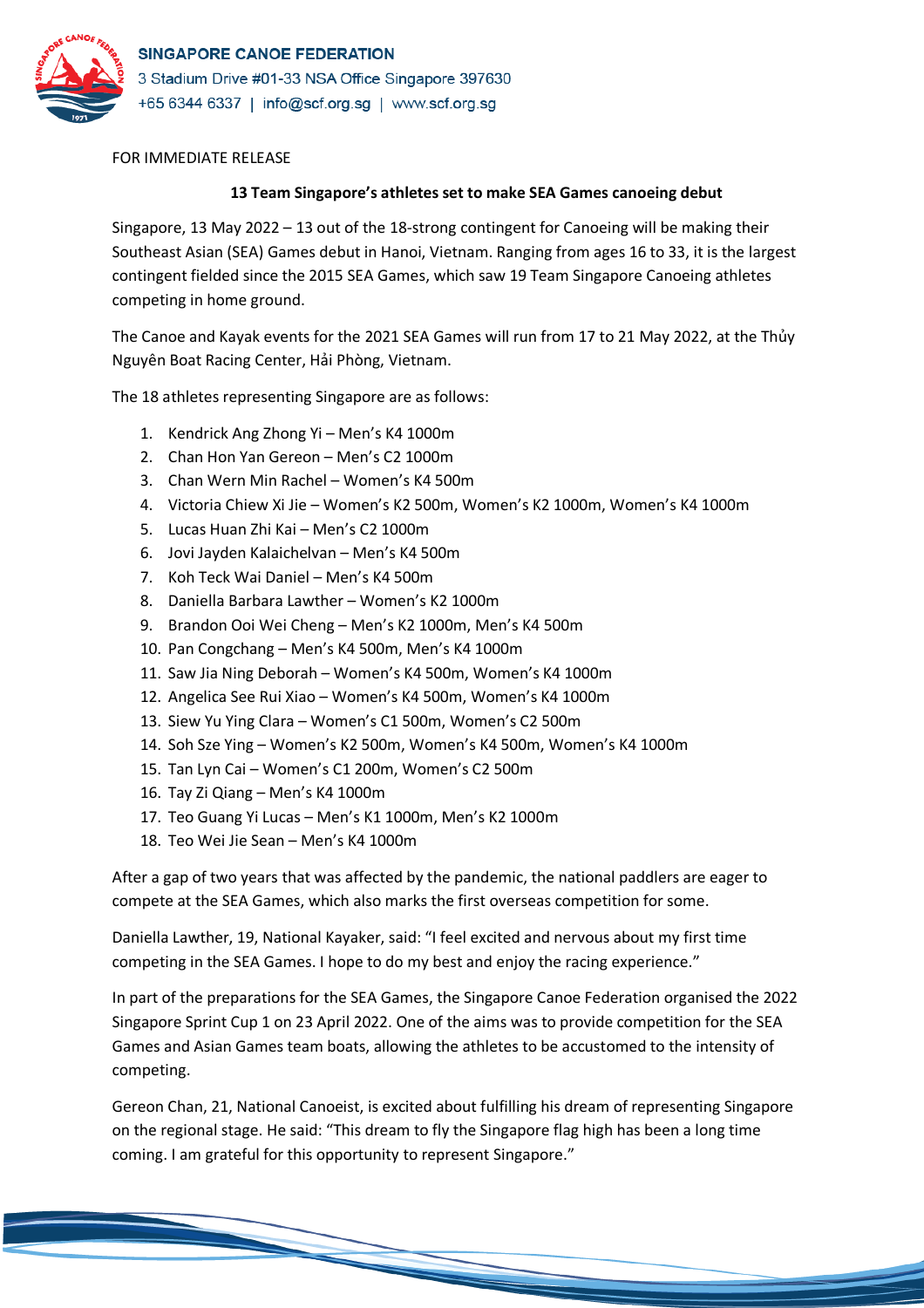**SINGAPORE CANOE FEDERATION**
3 Stadium Drive #01-33 NSA Office Singapore 397630
+65 6344 6337 | info@scf.org.sg | www.scf.org.sg

FOR IMMEDIATE RELEASE

**13 Team Singapore's athletes set to make SEA Games canoeing debut**

Singapore, 13 May 2022 – 13 out of the 18-strong contingent for Canoeing will be making their Southeast Asian (SEA) Games debut in Hanoi, Vietnam. Ranging from ages 16 to 33, it is the largest contingent fielded since the 2015 SEA Games, which saw 19 Team Singapore Canoeing athletes competing in home ground.

The Canoe and Kayak events for the 2021 SEA Games will run from 17 to 21 May 2022, at the Thủy Nguyên Boat Racing Center, Hải Phòng, Vietnam.

The 18 athletes representing Singapore are as follows:

1. Kendrick Ang Zhong Yi – Men's K4 1000m
2. Chan Hon Yan Gereon – Men's C2 1000m
3. Chan Wern Min Rachel – Women's K4 500m
4. Victoria Chiew Xi Jie – Women's K2 500m, Women's K2 1000m, Women's K4 1000m
5. Lucas Huan Zhi Kai – Men's C2 1000m
6. Jovi Jayden Kalaichelvan – Men's K4 500m
7. Koh Teck Wai Daniel – Men's K4 500m
8. Daniella Barbara Lawther – Women's K2 1000m
9. Brandon Ooi Wei Cheng – Men's K2 1000m, Men's K4 500m
10. Pan Congchang – Men's K4 500m, Men's K4 1000m
11. Saw Jia Ning Deborah – Women's K4 500m, Women's K4 1000m
12. Angelica See Rui Xiao – Women's K4 500m, Women's K4 1000m
13. Siew Yu Ying Clara – Women's C1 500m, Women's C2 500m
14. Soh Sze Ying – Women's K2 500m, Women's K4 500m, Women's K4 1000m
15. Tan Lyn Cai – Women's C1 200m, Women's C2 500m
16. Tay Zi Qiang – Men's K4 1000m
17. Teo Guang Yi Lucas – Men's K1 1000m, Men's K2 1000m
18. Teo Wei Jie Sean – Men's K4 1000m

After a gap of two years that was affected by the pandemic, the national paddlers are eager to compete at the SEA Games, which also marks the first overseas competition for some.

Daniella Lawther, 19, National Kayaker, said: "I feel excited and nervous about my first time competing in the SEA Games. I hope to do my best and enjoy the racing experience."

In part of the preparations for the SEA Games, the Singapore Canoe Federation organised the 2022 Singapore Sprint Cup 1 on 23 April 2022. One of the aims was to provide competition for the SEA Games and Asian Games team boats, allowing the athletes to be accustomed to the intensity of competing.

Gereon Chan, 21, National Canoeist, is excited about fulfilling his dream of representing Singapore on the regional stage. He said: "This dream to fly the Singapore flag high has been a long time coming. I am grateful for this opportunity to represent Singapore."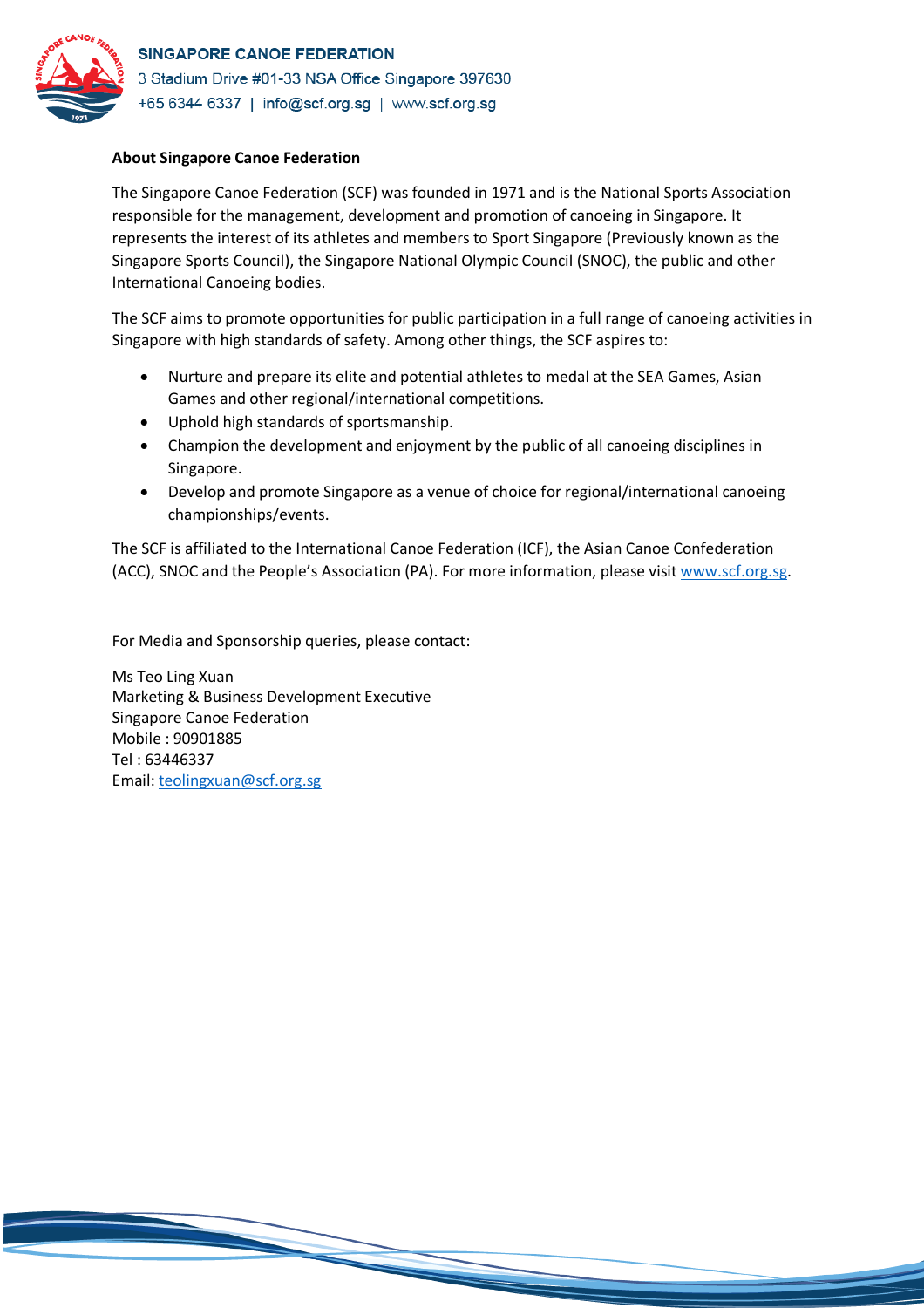**About Singapore Canoe Federation**

The Singapore Canoe Federation (SCF) was founded in 1971 and is the National Sports Association responsible for the management, development and promotion of canoeing in Singapore. It represents the interest of its athletes and members to Sport Singapore (Previously known as the Singapore Sports Council), the Singapore National Olympic Council (SNOC), the public and other International Canoeing bodies.

The SCF aims to promote opportunities for public participation in a full range of canoeing activities in Singapore with high standards of safety. Among other things, the SCF aspires to:

- Nurture and prepare its elite and potential athletes to medal at the SEA Games, Asian Games and other regional/international competitions.
- Uphold high standards of sportsmanship.
- Champion the development and enjoyment by the public of all canoeing disciplines in Singapore.
- Develop and promote Singapore as a venue of choice for regional/international canoeing championships/events.

The SCF is affiliated to the International Canoe Federation (ICF), the Asian Canoe Confederation (ACC), SNOC and the People's Association (PA). For more information, please visit www.scf.org.sg.

For Media and Sponsorship queries, please contact:

Ms Teo Ling Xuan
Marketing & Business Development Executive
Singapore Canoe Federation
Mobile : 90901885
Tel : 63446337
Email: teolingxuan@scf.org.sg